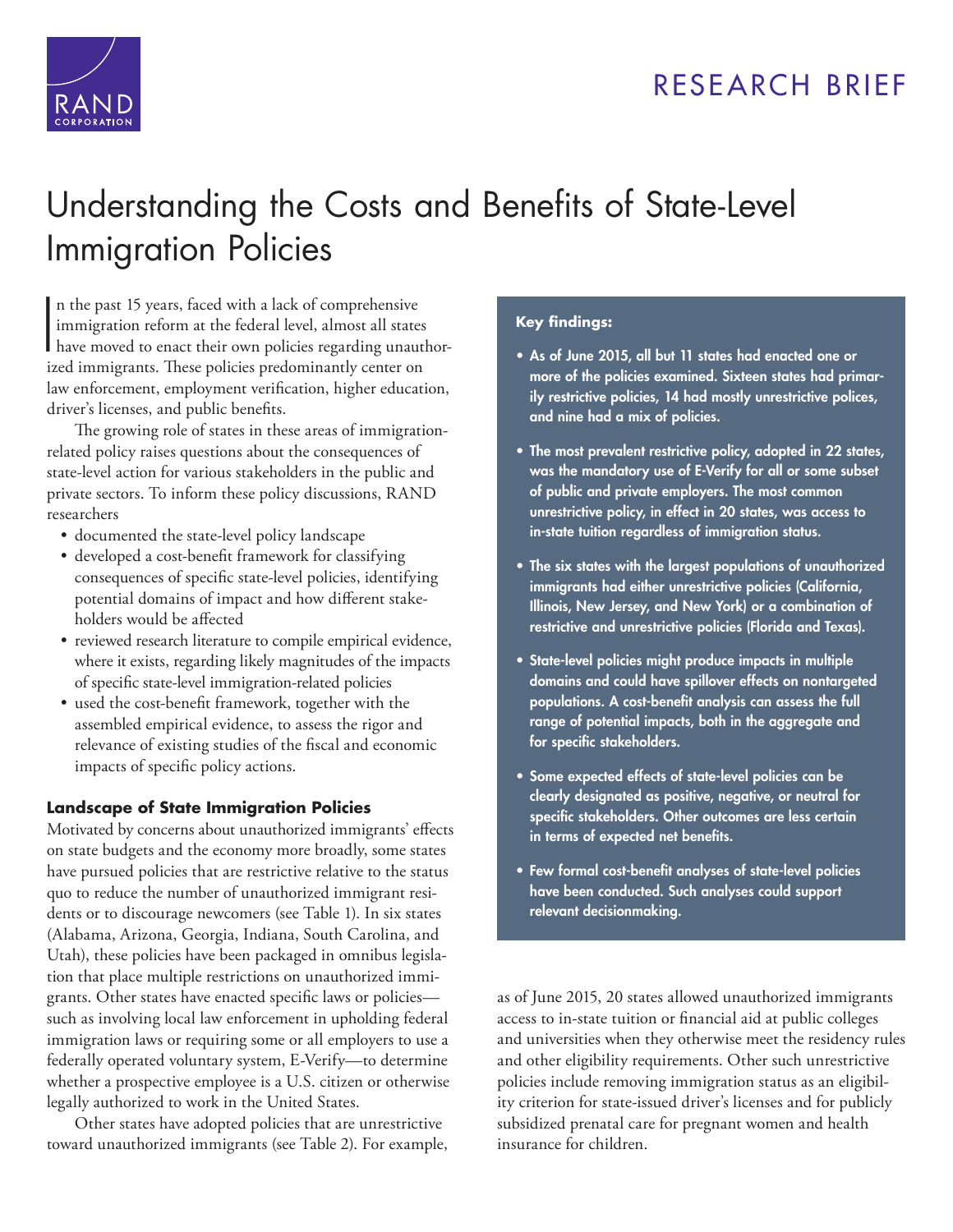RAND CORPORATION

RESEARCH BRIEF

# Understanding the Costs and Benefits of State-Level Immigration Policies

In the past 15 years, faced with a lack of comprehensive immigration reform at the federal level, almost all states have moved to enact their own policies regarding unauthorized immigrants. These policies predominantly center on law enforcement, employment verification, higher education, driver's licenses, and public benefits.

The growing role of states in these areas of immigration-related policy raises questions about the consequences of state-level action for various stakeholders in the public and private sectors. To inform these policy discussions, RAND researchers

- documented the state-level policy landscape
- developed a cost-benefit framework for classifying consequences of specific state-level policies, identifying potential domains of impact and how different stakeholders would be affected
- reviewed research literature to compile empirical evidence, where it exists, regarding likely magnitudes of the impacts of specific state-level immigration-related policies
- used the cost-benefit framework, together with the assembled empirical evidence, to assess the rigor and relevance of existing studies of the fiscal and economic impacts of specific policy actions.

**Key findings:**

- **As of June 2015, all but 11 states had enacted one or more of the policies examined. Sixteen states had primarily restrictive policies, 14 had mostly unrestrictive polices, and nine had a mix of policies.**
- **The most prevalent restrictive policy, adopted in 22 states, was the mandatory use of E-Verify for all or some subset of public and private employers. The most common unrestrictive policy, in effect in 20 states, was access to in-state tuition regardless of immigration status.**
- **The six states with the largest populations of unauthorized immigrants had either unrestrictive policies (California, Illinois, New Jersey, and New York) or a combination of restrictive and unrestrictive policies (Florida and Texas).**
- **State-level policies might produce impacts in multiple domains and could have spillover effects on nontargeted populations. A cost-benefit analysis can assess the full range of potential impacts, both in the aggregate and for specific stakeholders.**
- **Some expected effects of state-level policies can be clearly designated as positive, negative, or neutral for specific stakeholders. Other outcomes are less certain in terms of expected net benefits.**
- **Few formal cost-benefit analyses of state-level policies have been conducted. Such analyses could support relevant decisionmaking.**

## Landscape of State Immigration Policies

Motivated by concerns about unauthorized immigrants' effects on state budgets and the economy more broadly, some states have pursued policies that are restrictive relative to the status quo to reduce the number of unauthorized immigrant residents or to discourage newcomers (see Table 1). In six states (Alabama, Arizona, Georgia, Indiana, South Carolina, and Utah), these policies have been packaged in omnibus legislation that place multiple restrictions on unauthorized immigrants. Other states have enacted specific laws or policies—such as involving local law enforcement in upholding federal immigration laws or requiring some or all employers to use a federally operated voluntary system, E-Verify—to determine whether a prospective employee is a U.S. citizen or otherwise legally authorized to work in the United States.

Other states have adopted policies that are unrestrictive toward unauthorized immigrants (see Table 2). For example, as of June 2015, 20 states allowed unauthorized immigrants access to in-state tuition or financial aid at public colleges and universities when they otherwise meet the residency rules and other eligibility requirements. Other such unrestrictive policies include removing immigration status as an eligibility criterion for state-issued driver's licenses and for publicly subsidized prenatal care for pregnant women and health insurance for children.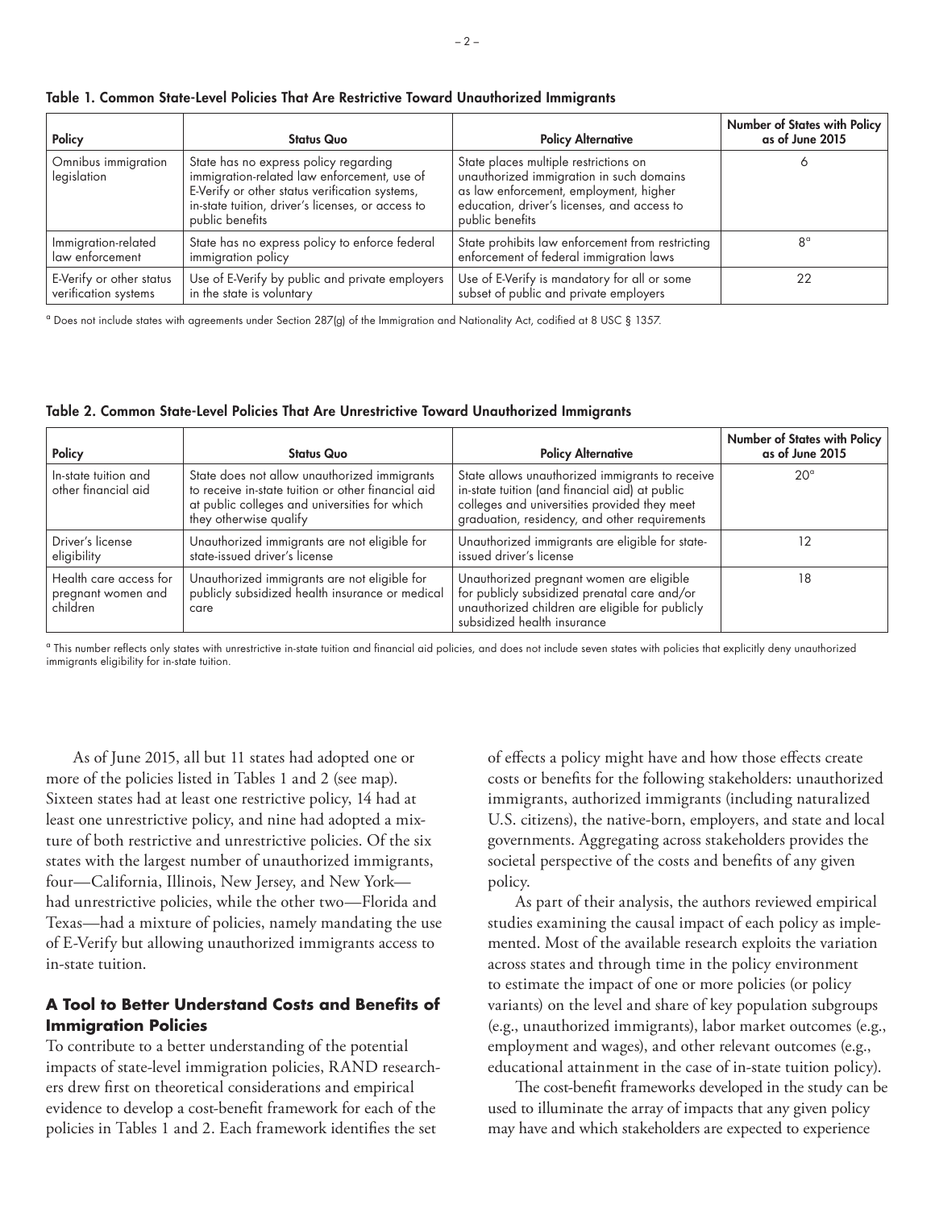**Table 1. Common State-Level Policies That Are Restrictive Toward Unauthorized Immigrants**

| Policy | Status Quo | Policy Alternative | Number of States with Policy as of June 2015 |
|---|---|---|---|
| Omnibus immigration legislation | State has no express policy regarding immigration-related law enforcement, use of E-Verify or other status verification systems, in-state tuition, driver's licenses, or access to public benefits | State places multiple restrictions on unauthorized immigration in such domains as law enforcement, employment, higher education, driver's licenses, and access to public benefits | 6 |
| Immigration-related law enforcement | State has no express policy to enforce federal immigration policy | State prohibits law enforcement from restricting enforcement of federal immigration laws | 8[a] |
| E-Verify or other status verification systems | Use of E-Verify by public and private employers in the state is voluntary | Use of E-Verify is mandatory for all or some subset of public and private employers | 22 |

[a] Does not include states with agreements under Section 287(g) of the Immigration and Nationality Act, codified at 8 USC § 1357.

**Table 2. Common State-Level Policies That Are Unrestrictive Toward Unauthorized Immigrants**

| Policy | Status Quo | Policy Alternative | Number of States with Policy as of June 2015 |
|---|---|---|---|
| In-state tuition and other financial aid | State does not allow unauthorized immigrants to receive in-state tuition or other financial aid at public colleges and universities for which they otherwise qualify | State allows unauthorized immigrants to receive in-state tuition (and financial aid) at public colleges and universities provided they meet graduation, residency, and other requirements | 20[a] |
| Driver's license eligibility | Unauthorized immigrants are not eligible for state-issued driver's license | Unauthorized immigrants are eligible for state-issued driver's license | 12 |
| Health care access for pregnant women and children | Unauthorized immigrants are not eligible for publicly subsidized health insurance or medical care | Unauthorized pregnant women are eligible for publicly subsidized prenatal care and/or unauthorized children are eligible for publicly subsidized health insurance | 18 |

[a] This number reflects only states with unrestrictive in-state tuition and financial aid policies, and does not include seven states with policies that explicitly deny unauthorized immigrants eligibility for in-state tuition.

As of June 2015, all but 11 states had adopted one or more of the policies listed in Tables 1 and 2 (see map). Sixteen states had at least one restrictive policy, 14 had at least one unrestrictive policy, and nine had adopted a mixture of both restrictive and unrestrictive policies. Of the six states with the largest number of unauthorized immigrants, four—California, Illinois, New Jersey, and New York—had unrestrictive policies, while the other two—Florida and Texas—had a mixture of policies, namely mandating the use of E-Verify but allowing unauthorized immigrants access to in-state tuition.

### A Tool to Better Understand Costs and Benefits of Immigration Policies

To contribute to a better understanding of the potential impacts of state-level immigration policies, RAND researchers drew first on theoretical considerations and empirical evidence to develop a cost-benefit framework for each of the policies in Tables 1 and 2. Each framework identifies the set of effects a policy might have and how those effects create costs or benefits for the following stakeholders: unauthorized immigrants, authorized immigrants (including naturalized U.S. citizens), the native-born, employers, and state and local governments. Aggregating across stakeholders provides the societal perspective of the costs and benefits of any given policy.

As part of their analysis, the authors reviewed empirical studies examining the causal impact of each policy as implemented. Most of the available research exploits the variation across states and through time in the policy environment to estimate the impact of one or more policies (or policy variants) on the level and share of key population subgroups (e.g., unauthorized immigrants), labor market outcomes (e.g., employment and wages), and other relevant outcomes (e.g., educational attainment in the case of in-state tuition policy).

The cost-benefit frameworks developed in the study can be used to illuminate the array of impacts that any given policy may have and which stakeholders are expected to experience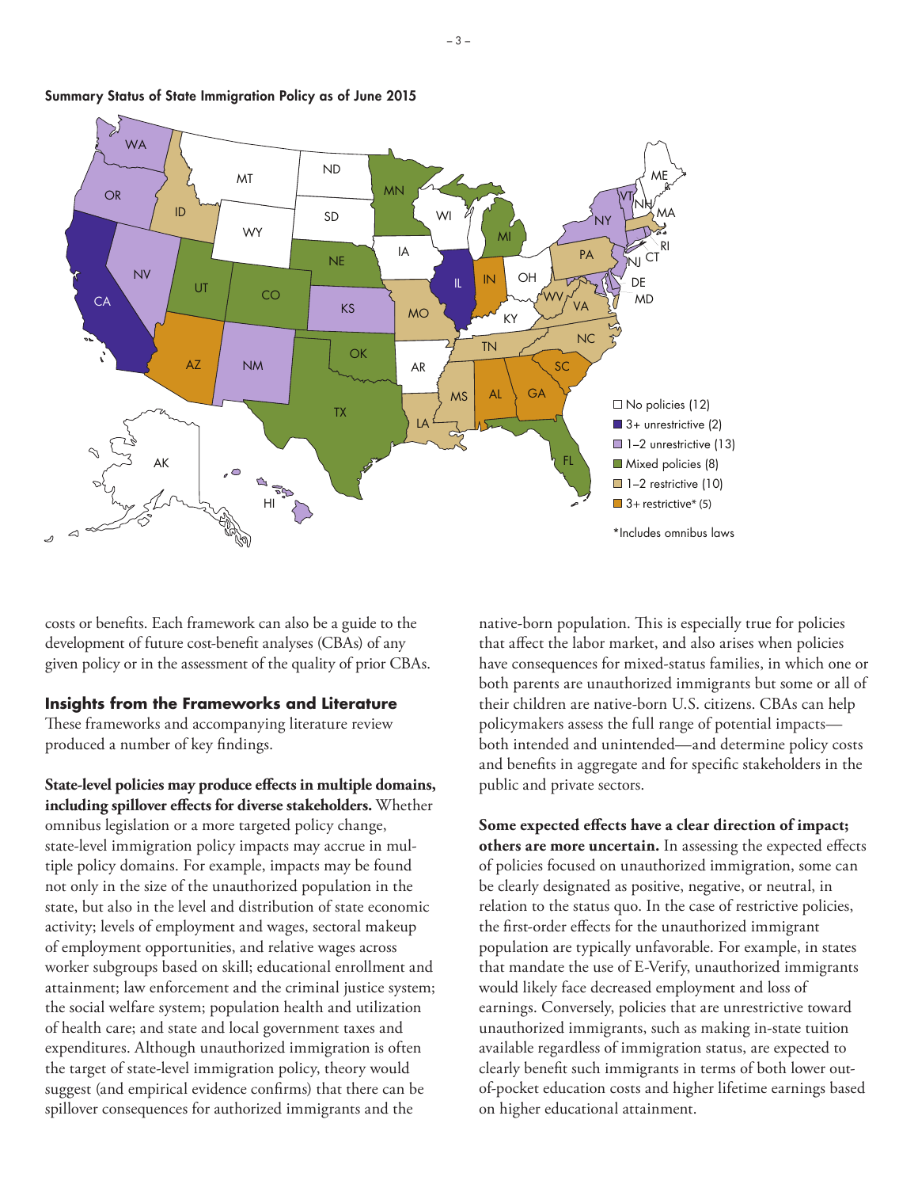**Summary Status of State Immigration Policy as of June 2015**

- No policies (12)
- 3+ unrestrictive (2)
- 1–2 unrestrictive (13)
- Mixed policies (8)
- 1–2 restrictive (10)
- 3+ restrictive* (5)

*Includes omnibus laws

costs or benefits. Each framework can also be a guide to the development of future cost-benefit analyses (CBAs) of any given policy or in the assessment of the quality of prior CBAs.

## Insights from the Frameworks and Literature

These frameworks and accompanying literature review produced a number of key findings.

**State-level policies may produce effects in multiple domains, including spillover effects for diverse stakeholders.** Whether omnibus legislation or a more targeted policy change, state-level immigration policy impacts may accrue in multiple policy domains. For example, impacts may be found not only in the size of the unauthorized population in the state, but also in the level and distribution of state economic activity; levels of employment and wages, sectoral makeup of employment opportunities, and relative wages across worker subgroups based on skill; educational enrollment and attainment; law enforcement and the criminal justice system; the social welfare system; population health and utilization of health care; and state and local government taxes and expenditures. Although unauthorized immigration is often the target of state-level immigration policy, theory would suggest (and empirical evidence confirms) that there can be spillover consequences for authorized immigrants and the native-born population. This is especially true for policies that affect the labor market, and also arises when policies have consequences for mixed-status families, in which one or both parents are unauthorized immigrants but some or all of their children are native-born U.S. citizens. CBAs can help policymakers assess the full range of potential impacts—both intended and unintended—and determine policy costs and benefits in aggregate and for specific stakeholders in the public and private sectors.

**Some expected effects have a clear direction of impact; others are more uncertain.** In assessing the expected effects of policies focused on unauthorized immigration, some can be clearly designated as positive, negative, or neutral, in relation to the status quo. In the case of restrictive policies, the first-order effects for the unauthorized immigrant population are typically unfavorable. For example, in states that mandate the use of E-Verify, unauthorized immigrants would likely face decreased employment and loss of earnings. Conversely, policies that are unrestrictive toward unauthorized immigrants, such as making in-state tuition available regardless of immigration status, are expected to clearly benefit such immigrants in terms of both lower out-of-pocket education costs and higher lifetime earnings based on higher educational attainment.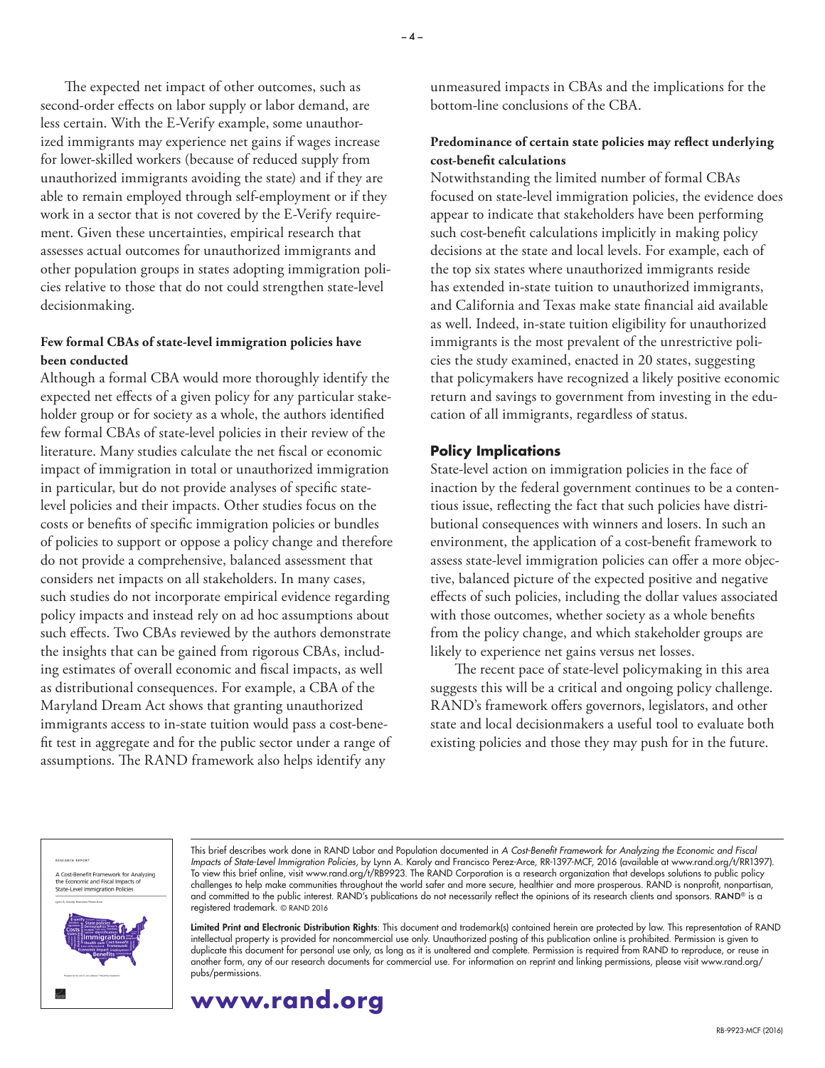The expected net impact of other outcomes, such as second-order effects on labor supply or labor demand, are less certain. With the E-Verify example, some unauthorized immigrants may experience net gains if wages increase for lower-skilled workers (because of reduced supply from unauthorized immigrants avoiding the state) and if they are able to remain employed through self-employment or if they work in a sector that is not covered by the E-Verify requirement. Given these uncertainties, empirical research that assesses actual outcomes for unauthorized immigrants and other population groups in states adopting immigration policies relative to those that do not could strengthen state-level decisionmaking.

**Few formal CBAs of state-level immigration policies have been conducted**

Although a formal CBA would more thoroughly identify the expected net effects of a given policy for any particular stakeholder group or for society as a whole, the authors identified few formal CBAs of state-level policies in their review of the literature. Many studies calculate the net fiscal or economic impact of immigration in total or unauthorized immigration in particular, but do not provide analyses of specific state-level policies and their impacts. Other studies focus on the costs or benefits of specific immigration policies or bundles of policies to support or oppose a policy change and therefore do not provide a comprehensive, balanced assessment that considers net impacts on all stakeholders. In many cases, such studies do not incorporate empirical evidence regarding policy impacts and instead rely on ad hoc assumptions about such effects. Two CBAs reviewed by the authors demonstrate the insights that can be gained from rigorous CBAs, including estimates of overall economic and fiscal impacts, as well as distributional consequences. For example, a CBA of the Maryland Dream Act shows that granting unauthorized immigrants access to in-state tuition would pass a cost-benefit test in aggregate and for the public sector under a range of assumptions. The RAND framework also helps identify any unmeasured impacts in CBAs and the implications for the bottom-line conclusions of the CBA.

**Predominance of certain state policies may reflect underlying cost-benefit calculations**

Notwithstanding the limited number of formal CBAs focused on state-level immigration policies, the evidence does appear to indicate that stakeholders have been performing such cost-benefit calculations implicitly in making policy decisions at the state and local levels. For example, each of the top six states where unauthorized immigrants reside has extended in-state tuition to unauthorized immigrants, and California and Texas make state financial aid available as well. Indeed, in-state tuition eligibility for unauthorized immigrants is the most prevalent of the unrestrictive policies the study examined, enacted in 20 states, suggesting that policymakers have recognized a likely positive economic return and savings to government from investing in the education of all immigrants, regardless of status.

## Policy Implications

State-level action on immigration policies in the face of inaction by the federal government continues to be a contentious issue, reflecting the fact that such policies have distributional consequences with winners and losers. In such an environment, the application of a cost-benefit framework to assess state-level immigration policies can offer a more objective, balanced picture of the expected positive and negative effects of such policies, including the dollar values associated with those outcomes, whether society as a whole benefits from the policy change, and which stakeholder groups are likely to experience net gains versus net losses.

The recent pace of state-level policymaking in this area suggests this will be a critical and ongoing policy challenge. RAND's framework offers governors, legislators, and other state and local decisionmakers a useful tool to evaluate both existing policies and those they may push for in the future.

This brief describes work done in RAND Labor and Population documented in *A Cost-Benefit Framework for Analyzing the Economic and Fiscal Impacts of State-Level Immigration Policies*, by Lynn A. Karoly and Francisco Perez-Arce, RR-1397-MCF, 2016 (available at www.rand.org/t/RR1397). To view this brief online, visit www.rand.org/t/RB9923. The RAND Corporation is a research organization that develops solutions to public policy challenges to help make communities throughout the world safer and more secure, healthier and more prosperous. RAND is nonprofit, nonpartisan, and committed to the public interest. RAND's publications do not necessarily reflect the opinions of its research clients and sponsors. RAND® is a registered trademark. © RAND 2016

**Limited Print and Electronic Distribution Rights**: This document and trademark(s) contained herein are protected by law. This representation of RAND intellectual property is provided for noncommercial use only. Unauthorized posting of this publication online is prohibited. Permission is given to duplicate this document for personal use only, as long as it is unaltered and complete. Permission is required from RAND to reproduce, or reuse in another form, any of our research documents for commercial use. For information on reprint and linking permissions, please visit www.rand.org/pubs/permissions.

**www.rand.org**

RB-9923-MCF (2016)